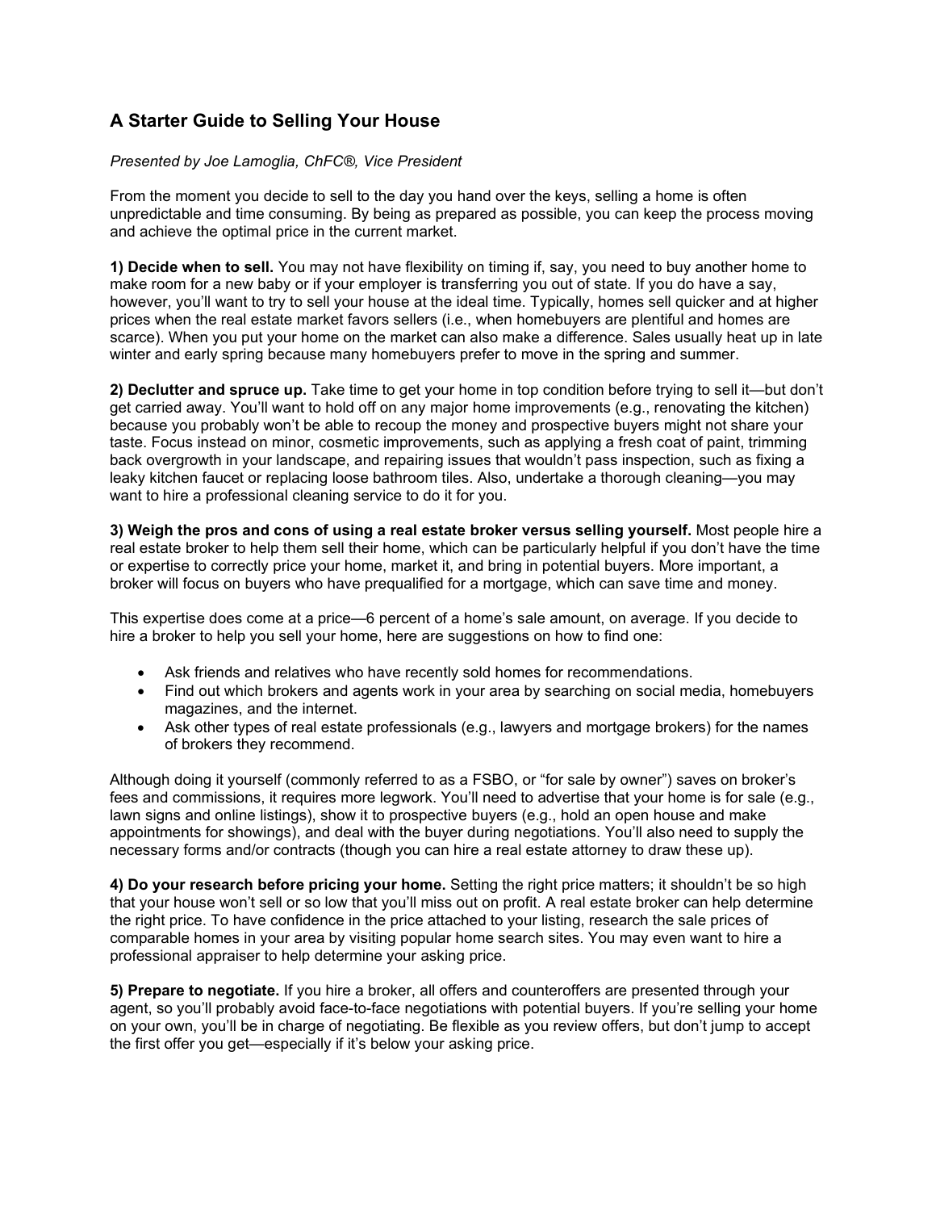# A Starter Guide to Selling Your House

*Presented by Joe Lamoglia, ChFC®, Vice President*

From the moment you decide to sell to the day you hand over the keys, selling a home is often unpredictable and time consuming. By being as prepared as possible, you can keep the process moving and achieve the optimal price in the current market.

**1) Decide when to sell.** You may not have flexibility on timing if, say, you need to buy another home to make room for a new baby or if your employer is transferring you out of state. If you do have a say, however, you'll want to try to sell your house at the ideal time. Typically, homes sell quicker and at higher prices when the real estate market favors sellers (i.e., when homebuyers are plentiful and homes are scarce). When you put your home on the market can also make a difference. Sales usually heat up in late winter and early spring because many homebuyers prefer to move in the spring and summer.

**2) Declutter and spruce up.** Take time to get your home in top condition before trying to sell it—but don't get carried away. You'll want to hold off on any major home improvements (e.g., renovating the kitchen) because you probably won't be able to recoup the money and prospective buyers might not share your taste. Focus instead on minor, cosmetic improvements, such as applying a fresh coat of paint, trimming back overgrowth in your landscape, and repairing issues that wouldn't pass inspection, such as fixing a leaky kitchen faucet or replacing loose bathroom tiles. Also, undertake a thorough cleaning—you may want to hire a professional cleaning service to do it for you.

**3) Weigh the pros and cons of using a real estate broker versus selling yourself.** Most people hire a real estate broker to help them sell their home, which can be particularly helpful if you don't have the time or expertise to correctly price your home, market it, and bring in potential buyers. More important, a broker will focus on buyers who have prequalified for a mortgage, which can save time and money.

This expertise does come at a price—6 percent of a home's sale amount, on average. If you decide to hire a broker to help you sell your home, here are suggestions on how to find one:

- Ask friends and relatives who have recently sold homes for recommendations.
- Find out which brokers and agents work in your area by searching on social media, homebuyers magazines, and the internet.
- Ask other types of real estate professionals (e.g., lawyers and mortgage brokers) for the names of brokers they recommend.

Although doing it yourself (commonly referred to as a FSBO, or "for sale by owner") saves on broker's fees and commissions, it requires more legwork. You'll need to advertise that your home is for sale (e.g., lawn signs and online listings), show it to prospective buyers (e.g., hold an open house and make appointments for showings), and deal with the buyer during negotiations. You'll also need to supply the necessary forms and/or contracts (though you can hire a real estate attorney to draw these up).

**4) Do your research before pricing your home.** Setting the right price matters; it shouldn't be so high that your house won't sell or so low that you'll miss out on profit. A real estate broker can help determine the right price. To have confidence in the price attached to your listing, research the sale prices of comparable homes in your area by visiting popular home search sites. You may even want to hire a professional appraiser to help determine your asking price.

**5) Prepare to negotiate.** If you hire a broker, all offers and counteroffers are presented through your agent, so you'll probably avoid face-to-face negotiations with potential buyers. If you're selling your home on your own, you'll be in charge of negotiating. Be flexible as you review offers, but don't jump to accept the first offer you get—especially if it's below your asking price.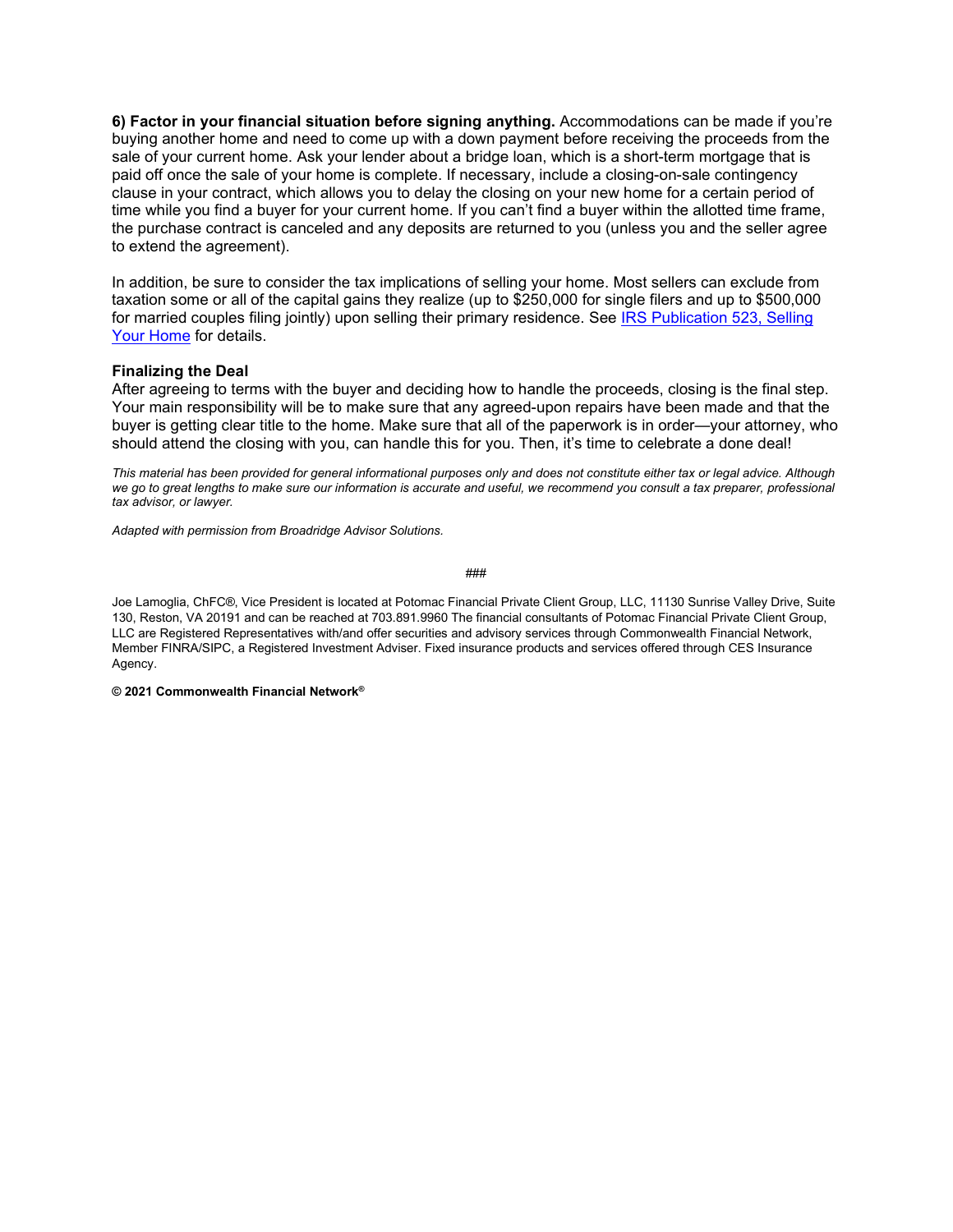**6) Factor in your financial situation before signing anything.** Accommodations can be made if you're buying another home and need to come up with a down payment before receiving the proceeds from the sale of your current home. Ask your lender about a bridge loan, which is a short-term mortgage that is paid off once the sale of your home is complete. If necessary, include a closing-on-sale contingency clause in your contract, which allows you to delay the closing on your new home for a certain period of time while you find a buyer for your current home. If you can't find a buyer within the allotted time frame, the purchase contract is canceled and any deposits are returned to you (unless you and the seller agree to extend the agreement).

In addition, be sure to consider the tax implications of selling your home. Most sellers can exclude from taxation some or all of the capital gains they realize (up to $250,000 for single filers and up to $500,000 for married couples filing jointly) upon selling their primary residence. See [IRS Publication 523, Selling Your Home] for details.

### Finalizing the Deal

After agreeing to terms with the buyer and deciding how to handle the proceeds, closing is the final step. Your main responsibility will be to make sure that any agreed-upon repairs have been made and that the buyer is getting clear title to the home. Make sure that all of the paperwork is in order—your attorney, who should attend the closing with you, can handle this for you. Then, it's time to celebrate a done deal!

*This material has been provided for general informational purposes only and does not constitute either tax or legal advice. Although we go to great lengths to make sure our information is accurate and useful, we recommend you consult a tax preparer, professional tax advisor, or lawyer.*

*Adapted with permission from Broadridge Advisor Solutions.*

###

Joe Lamoglia, ChFC®, Vice President is located at Potomac Financial Private Client Group, LLC, 11130 Sunrise Valley Drive, Suite 130, Reston, VA 20191 and can be reached at 703.891.9960 The financial consultants of Potomac Financial Private Client Group, LLC are Registered Representatives with/and offer securities and advisory services through Commonwealth Financial Network, Member FINRA/SIPC, a Registered Investment Adviser. Fixed insurance products and services offered through CES Insurance Agency.

**© 2021 Commonwealth Financial Network®**